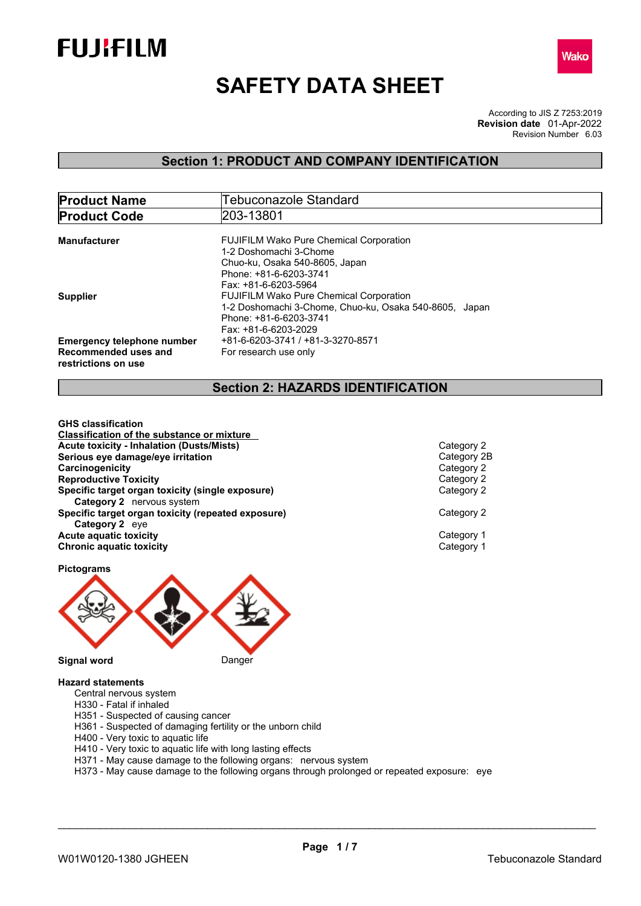FUJIFILM

Wako

# SAFETY DATA SHEET

According to JIS Z 7253:2019
**Revision date** 01-Apr-2022
Revision Number 6.03

## Section 1: PRODUCT AND COMPANY IDENTIFICATION

| **Product Name** | Tebuconazole Standard |
|---|---|
| **Product Code** | 203-13801 |

**Manufacturer**
FUJIFILM Wako Pure Chemical Corporation
1-2 Doshomachi 3-Chome
Chuo-ku, Osaka 540-8605, Japan
Phone: +81-6-6203-3741
Fax: +81-6-6203-5964

**Supplier**
FUJIFILM Wako Pure Chemical Corporation
1-2 Doshomachi 3-Chome, Chuo-ku, Osaka 540-8605, Japan
Phone: +81-6-6203-3741
Fax: +81-6-6203-2029

**Emergency telephone number** +81-6-6203-3741 / +81-3-3270-8571

**Recommended uses and restrictions on use** For research use only

## Section 2: HAZARDS IDENTIFICATION

**GHS classification**

**Classification of the substance or mixture**

| | |
|---|---|
| **Acute toxicity - Inhalation (Dusts/Mists)** | Category 2 |
| **Serious eye damage/eye irritation** | Category 2B |
| **Carcinogenicity** | Category 2 |
| **Reproductive Toxicity** | Category 2 |
| **Specific target organ toxicity (single exposure)** | Category 2 |
| **Category 2** nervous system | |
| **Specific target organ toxicity (repeated exposure)** | Category 2 |
| **Category 2** eye | |
| **Acute aquatic toxicity** | Category 1 |
| **Chronic aquatic toxicity** | Category 1 |

**Pictograms**

**Signal word** Danger

**Hazard statements**

- Central nervous system
- H330 - Fatal if inhaled
- H351 - Suspected of causing cancer
- H361 - Suspected of damaging fertility or the unborn child
- H400 - Very toxic to aquatic life
- H410 - Very toxic to aquatic life with long lasting effects
- H371 - May cause damage to the following organs: nervous system
- H373 - May cause damage to the following organs through prolonged or repeated exposure: eye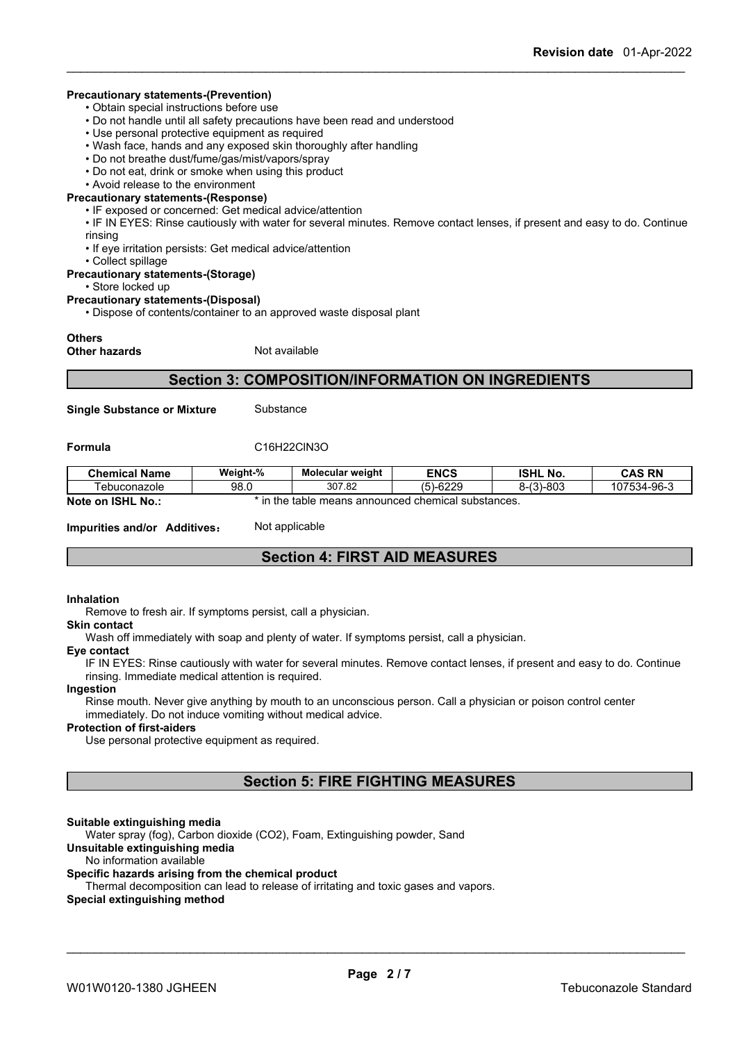**Precautionary statements-(Prevention)**

- Obtain special instructions before use
- Do not handle until all safety precautions have been read and understood
- Use personal protective equipment as required
- Wash face, hands and any exposed skin thoroughly after handling
- Do not breathe dust/fume/gas/mist/vapors/spray
- Do not eat, drink or smoke when using this product
- Avoid release to the environment

**Precautionary statements-(Response)**

- IF exposed or concerned: Get medical advice/attention
- IF IN EYES: Rinse cautiously with water for several minutes. Remove contact lenses, if present and easy to do. Continue rinsing
- If eye irritation persists: Get medical advice/attention
- Collect spillage

**Precautionary statements-(Storage)**

- Store locked up

**Precautionary statements-(Disposal)**

- Dispose of contents/container to an approved waste disposal plant

**Others**

**Other hazards** Not available

## Section 3: COMPOSITION/INFORMATION ON INGREDIENTS

**Single Substance or Mixture** Substance

**Formula** C16H22ClN3O

| Chemical Name | Weight-% | Molecular weight | ENCS | ISHL No. | CAS RN |
|---|---|---|---|---|---|
| Tebuconazole | 98.0 | 307.82 | (5)-6229 | 8-(3)-803 | 107534-96-3 |

**Note on ISHL No.:** * in the table means announced chemical substances.

**Impurities and/or Additives**： Not applicable

## Section 4: FIRST AID MEASURES

**Inhalation**

Remove to fresh air. If symptoms persist, call a physician.

**Skin contact**

Wash off immediately with soap and plenty of water. If symptoms persist, call a physician.

**Eye contact**

IF IN EYES: Rinse cautiously with water for several minutes. Remove contact lenses, if present and easy to do. Continue rinsing. Immediate medical attention is required.

**Ingestion**

Rinse mouth. Never give anything by mouth to an unconscious person. Call a physician or poison control center immediately. Do not induce vomiting without medical advice.

**Protection of first-aiders**

Use personal protective equipment as required.

## Section 5: FIRE FIGHTING MEASURES

**Suitable extinguishing media**

Water spray (fog), Carbon dioxide (CO2), Foam, Extinguishing powder, Sand

**Unsuitable extinguishing media**

No information available

**Specific hazards arising from the chemical product**

Thermal decomposition can lead to release of irritating and toxic gases and vapors.

**Special extinguishing method**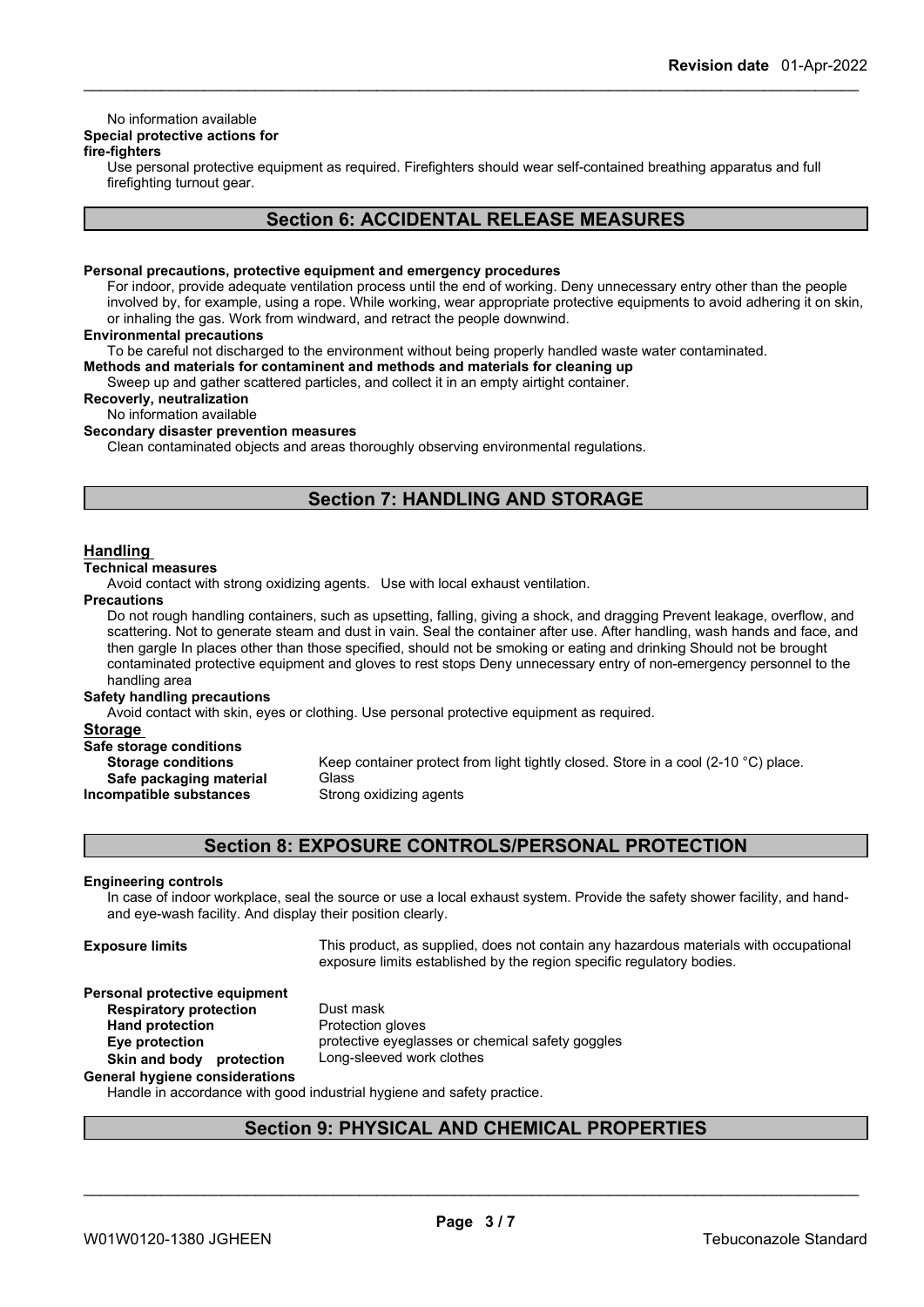No information available

**Special protective actions for fire-fighters**

Use personal protective equipment as required. Firefighters should wear self-contained breathing apparatus and full firefighting turnout gear.

## Section 6: ACCIDENTAL RELEASE MEASURES

**Personal precautions, protective equipment and emergency procedures**

For indoor, provide adequate ventilation process until the end of working. Deny unnecessary entry other than the people involved by, for example, using a rope. While working, wear appropriate protective equipments to avoid adhering it on skin, or inhaling the gas. Work from windward, and retract the people downwind.

**Environmental precautions**

To be careful not discharged to the environment without being properly handled waste water contaminated.

**Methods and materials for contaminent and methods and materials for cleaning up**

Sweep up and gather scattered particles, and collect it in an empty airtight container.

**Recoverly, neutralization**

No information available

**Secondary disaster prevention measures**

Clean contaminated objects and areas thoroughly observing environmental regulations.

## Section 7: HANDLING AND STORAGE

### Handling

**Technical measures**

Avoid contact with strong oxidizing agents. Use with local exhaust ventilation.

**Precautions**

Do not rough handling containers, such as upsetting, falling, giving a shock, and dragging Prevent leakage, overflow, and scattering. Not to generate steam and dust in vain. Seal the container after use. After handling, wash hands and face, and then gargle In places other than those specified, should not be smoking or eating and drinking Should not be brought contaminated protective equipment and gloves to rest stops Deny unnecessary entry of non-emergency personnel to the handling area

**Safety handling precautions**

Avoid contact with skin, eyes or clothing. Use personal protective equipment as required.

### Storage

**Safe storage conditions**

**Storage conditions** Keep container protect from light tightly closed. Store in a cool (2-10 °C) place.

**Safe packaging material** Glass

**Incompatible substances** Strong oxidizing agents

## Section 8: EXPOSURE CONTROLS/PERSONAL PROTECTION

**Engineering controls**

In case of indoor workplace, seal the source or use a local exhaust system. Provide the safety shower facility, and hand- and eye-wash facility. And display their position clearly.

**Exposure limits** This product, as supplied, does not contain any hazardous materials with occupational exposure limits established by the region specific regulatory bodies.

**Personal protective equipment**

**Respiratory protection** Dust mask

**Hand protection** Protection gloves

**Eye protection** protective eyeglasses or chemical safety goggles

**Skin and body protection** Long-sleeved work clothes

**General hygiene considerations**

Handle in accordance with good industrial hygiene and safety practice.

## Section 9: PHYSICAL AND CHEMICAL PROPERTIES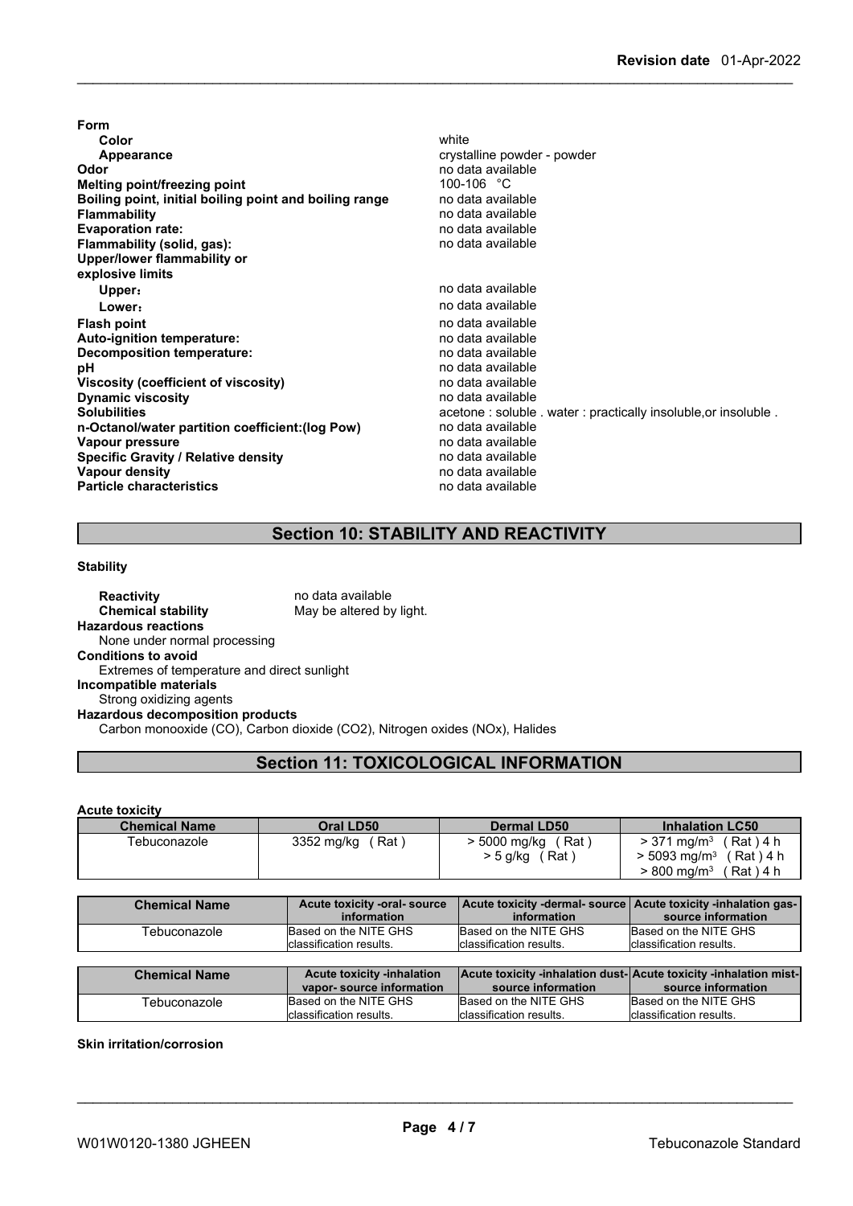**Form**

| | |
|---|---|
| **Color** | white |
| **Appearance** | crystalline powder - powder |
| **Odor** | no data available |
| **Melting point/freezing point** | 100-106 °C |
| **Boiling point, initial boiling point and boiling range** | no data available |
| **Flammability** | no data available |
| **Evaporation rate:** | no data available |
| **Flammability (solid, gas):** | no data available |
| **Upper/lower flammability or explosive limits** | |
| **Upper:** | no data available |
| **Lower:** | no data available |
| **Flash point** | no data available |
| **Auto-ignition temperature:** | no data available |
| **Decomposition temperature:** | no data available |
| **pH** | no data available |
| **Viscosity (coefficient of viscosity)** | no data available |
| **Dynamic viscosity** | no data available |
| **Solubilities** | acetone : soluble . water : practically insoluble,or insoluble . |
| **n-Octanol/water partition coefficient:(log Pow)** | no data available |
| **Vapour pressure** | no data available |
| **Specific Gravity / Relative density** | no data available |
| **Vapour density** | no data available |
| **Particle characteristics** | no data available |

## Section 10: STABILITY AND REACTIVITY

**Stability**

**Reactivity** no data available
**Chemical stability** May be altered by light.

**Hazardous reactions**
None under normal processing

**Conditions to avoid**
Extremes of temperature and direct sunlight

**Incompatible materials**
Strong oxidizing agents

**Hazardous decomposition products**
Carbon monooxide (CO), Carbon dioxide ($CO_2$), Nitrogen oxides (NOx), Halides

## Section 11: TOXICOLOGICAL INFORMATION

**Acute toxicity**

| Chemical Name | Oral LD50 | Dermal LD50 | Inhalation LC50 |
|---|---|---|---|
| Tebuconazole | 3352 mg/kg ( Rat ) | > 5000 mg/kg ( Rat )<br>> 5 g/kg ( Rat ) | > 371 mg/m³ ( Rat ) 4 h<br>> 5093 mg/m³ ( Rat ) 4 h<br>> 800 mg/m³ ( Rat ) 4 h |

| Chemical Name | Acute toxicity -oral- source information | Acute toxicity -dermal- source information | Acute toxicity -inhalation gas- source information |
|---|---|---|---|
| Tebuconazole | Based on the NITE GHS classification results. | Based on the NITE GHS classification results. | Based on the NITE GHS classification results. |

| Chemical Name | Acute toxicity -inhalation vapor- source information | Acute toxicity -inhalation dust- source information | Acute toxicity -inhalation mist- source information |
|---|---|---|---|
| Tebuconazole | Based on the NITE GHS classification results. | Based on the NITE GHS classification results. | Based on the NITE GHS classification results. |

**Skin irritation/corrosion**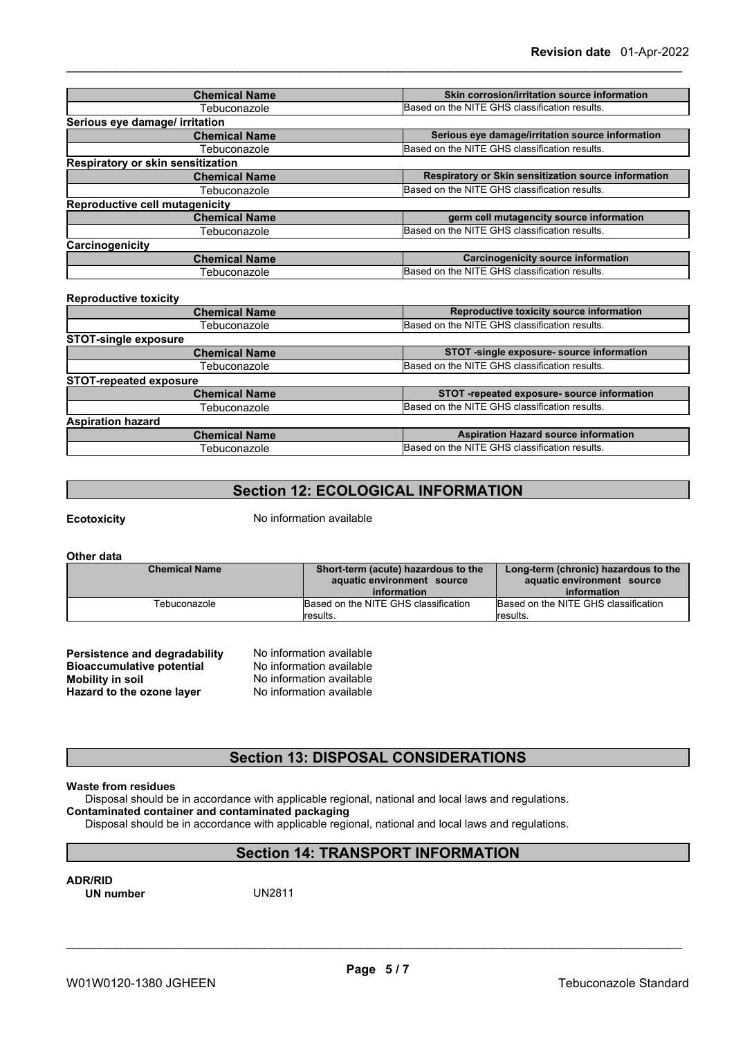| Chemical Name | Skin corrosion/irritation source information |
| --- | --- |
| Tebuconazole | Based on the NITE GHS classification results. |

**Serious eye damage/ irritation**

| Chemical Name | Serious eye damage/irritation source information |
| --- | --- |
| Tebuconazole | Based on the NITE GHS classification results. |

**Respiratory or skin sensitization**

| Chemical Name | Respiratory or Skin sensitization source information |
| --- | --- |
| Tebuconazole | Based on the NITE GHS classification results. |

**Reproductive cell mutagenicity**

| Chemical Name | germ cell mutagencity source information |
| --- | --- |
| Tebuconazole | Based on the NITE GHS classification results. |

**Carcinogenicity**

| Chemical Name | Carcinogenicity source information |
| --- | --- |
| Tebuconazole | Based on the NITE GHS classification results. |

**Reproductive toxicity**

| Chemical Name | Reproductive toxicity source information |
| --- | --- |
| Tebuconazole | Based on the NITE GHS classification results. |

**STOT-single exposure**

| Chemical Name | STOT -single exposure- source information |
| --- | --- |
| Tebuconazole | Based on the NITE GHS classification results. |

**STOT-repeated exposure**

| Chemical Name | STOT -repeated exposure- source information |
| --- | --- |
| Tebuconazole | Based on the NITE GHS classification results. |

**Aspiration hazard**

| Chemical Name | Aspiration Hazard source information |
| --- | --- |
| Tebuconazole | Based on the NITE GHS classification results. |

## Section 12: ECOLOGICAL INFORMATION

**Ecotoxicity** No information available

**Other data**

| Chemical Name | Short-term (acute) hazardous to the aquatic environment source information | Long-term (chronic) hazardous to the aquatic environment source information |
| --- | --- | --- |
| Tebuconazole | Based on the NITE GHS classification results. | Based on the NITE GHS classification results. |

**Persistence and degradability** No information available
**Bioaccumulative potential** No information available
**Mobility in soil** No information available
**Hazard to the ozone layer** No information available

## Section 13: DISPOSAL CONSIDERATIONS

**Waste from residues**
Disposal should be in accordance with applicable regional, national and local laws and regulations.
**Contaminated container and contaminated packaging**
Disposal should be in accordance with applicable regional, national and local laws and regulations.

## Section 14: TRANSPORT INFORMATION

**ADR/RID**
**UN number** UN2811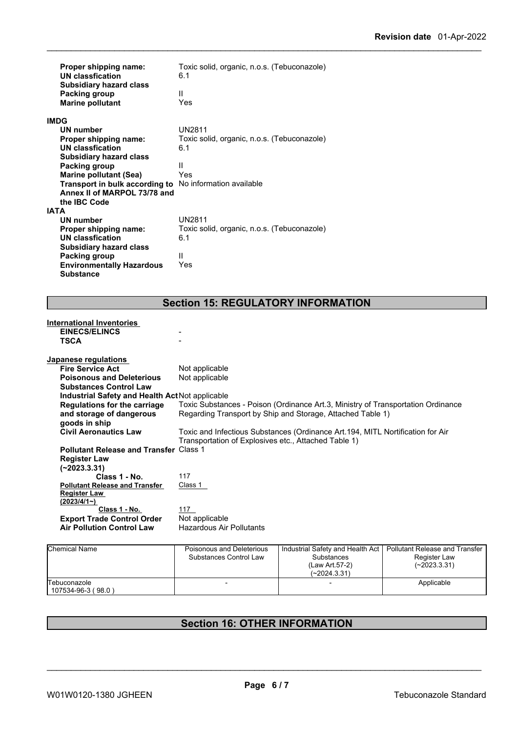| | |
|---|---|
| **Proper shipping name:** | Toxic solid, organic, n.o.s. (Tebuconazole) |
| **UN classfication** | 6.1 |
| **Subsidiary hazard class** | |
| **Packing group** | II |
| **Marine pollutant** | Yes |

**IMDG**

| | |
|---|---|
| **UN number** | UN2811 |
| **Proper shipping name:** | Toxic solid, organic, n.o.s. (Tebuconazole) |
| **UN classfication** | 6.1 |
| **Subsidiary hazard class** | |
| **Packing group** | II |
| **Marine pollutant (Sea)** | Yes |
| **Transport in bulk according to Annex II of MARPOL 73/78 and the IBC Code** | No information available |

**IATA**

| | |
|---|---|
| **UN number** | UN2811 |
| **Proper shipping name:** | Toxic solid, organic, n.o.s. (Tebuconazole) |
| **UN classfication** | 6.1 |
| **Subsidiary hazard class** | |
| **Packing group** | II |
| **Environmentally Hazardous Substance** | Yes |

## Section 15: REGULATORY INFORMATION

**International Inventories**

| | |
|---|---|
| **EINECS/ELINCS** | - |
| **TSCA** | - |

**Japanese regulations**

| | |
|---|---|
| **Fire Service Act** | Not applicable |
| **Poisonous and Deleterious Substances Control Law** | Not applicable |
| **Industrial Safety and Health Act** | Not applicable |
| **Regulations for the carriage and storage of dangerous goods in ship** | Toxic Substances - Poison (Ordinance Art.3, Ministry of Transportation Ordinance Regarding Transport by Ship and Storage, Attached Table 1) |
| **Civil Aeronautics Law** | Toxic and Infectious Substances (Ordinance Art.194, MITL Nortification for Air Transportation of Explosives etc., Attached Table 1) |
| **Pollutant Release and Transfer Register Law (~2023.3.31)** | Class 1 |
| **Class 1 - No.** | 117 |
| **Pollutant Release and Transfer Register Law (2023/4/1~)** | Class 1 |
| **Class 1 - No.** | 117 |
| **Export Trade Control Order** | Not applicable |
| **Air Pollution Control Law** | Hazardous Air Pollutants |

| Chemical Name | Poisonous and Deleterious Substances Control Law | Industrial Safety and Health Act Substances (Law Art.57-2) (~2024.3.31) | Pollutant Release and Transfer Register Law (~2023.3.31) |
|---|---|---|---|
| Tebuconazole 107534-96-3 ( 98.0 ) | - | - | Applicable |

## Section 16: OTHER INFORMATION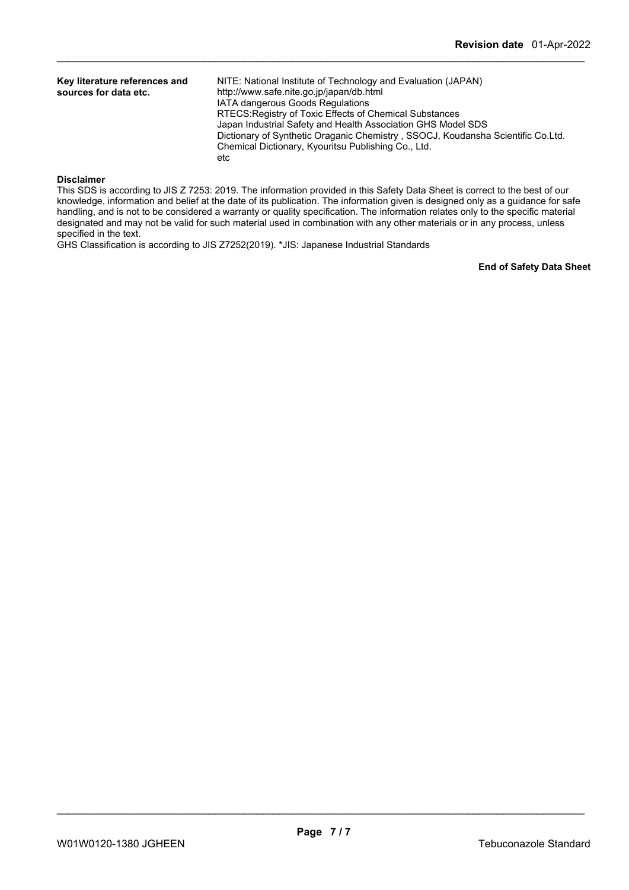**Key literature references and sources for data etc.**

NITE: National Institute of Technology and Evaluation (JAPAN)
http://www.safe.nite.go.jp/japan/db.html
IATA dangerous Goods Regulations
RTECS:Registry of Toxic Effects of Chemical Substances
Japan Industrial Safety and Health Association GHS Model SDS
Dictionary of Synthetic Oraganic Chemistry , SSOCJ, Koudansha Scientific Co.Ltd.
Chemical Dictionary, Kyouritsu Publishing Co., Ltd.
etc

**Disclaimer**

This SDS is according to JIS Z 7253: 2019. The information provided in this Safety Data Sheet is correct to the best of our knowledge, information and belief at the date of its publication. The information given is designed only as a guidance for safe handling, and is not to be considered a warranty or quality specification. The information relates only to the specific material designated and may not be valid for such material used in combination with any other materials or in any process, unless specified in the text.

GHS Classification is according to JIS Z7252(2019). *JIS: Japanese Industrial Standards

**End of Safety Data Sheet**